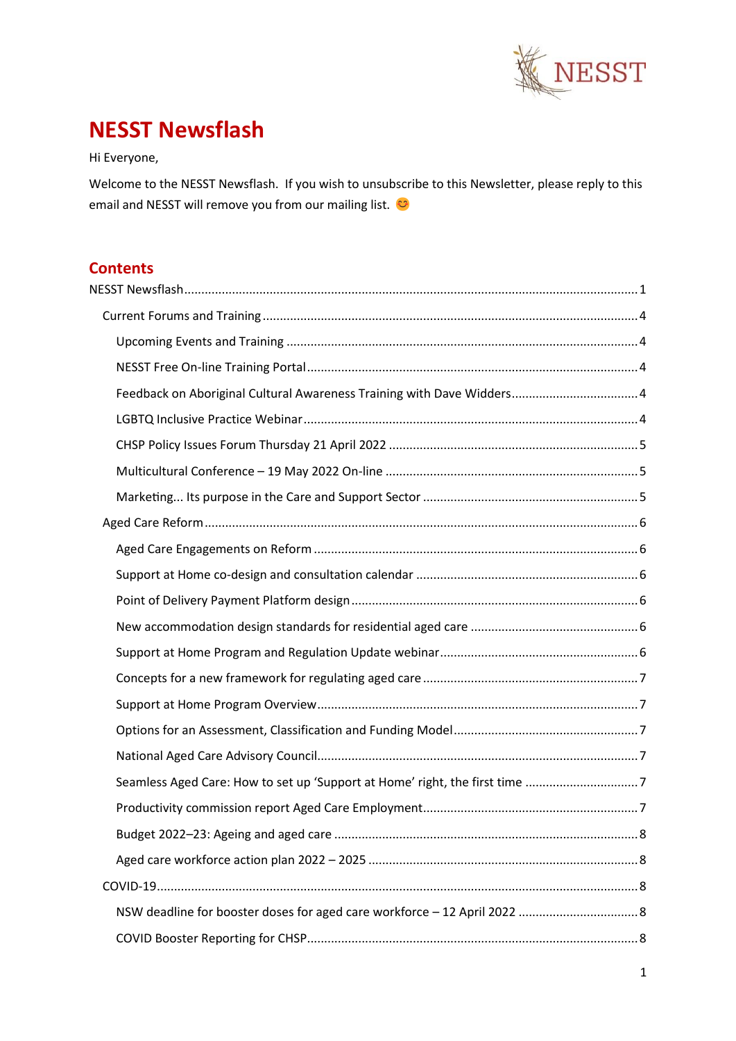# NESST Newsflash

Hi Everyone,

Welcome to the NESST Newsflash. If you wish to unsubscribe to this Newsletter, please reply to this email and NESST will remove you from our mailing list. 😊

## Contents

- NESST Newsflash ... 1
  - Current Forums and Training ... 4
    - Upcoming Events and Training ... 4
    - NESST Free On-line Training Portal ... 4
    - Feedback on Aboriginal Cultural Awareness Training with Dave Widders ... 4
    - LGBTQ Inclusive Practice Webinar ... 4
    - CHSP Policy Issues Forum Thursday 21 April 2022 ... 5
    - Multicultural Conference – 19 May 2022 On-line ... 5
    - Marketing... Its purpose in the Care and Support Sector ... 5
  - Aged Care Reform ... 6
    - Aged Care Engagements on Reform ... 6
    - Support at Home co-design and consultation calendar ... 6
    - Point of Delivery Payment Platform design ... 6
    - New accommodation design standards for residential aged care ... 6
    - Support at Home Program and Regulation Update webinar ... 6
    - Concepts for a new framework for regulating aged care ... 7
    - Support at Home Program Overview ... 7
    - Options for an Assessment, Classification and Funding Model ... 7
    - National Aged Care Advisory Council ... 7
    - Seamless Aged Care: How to set up 'Support at Home' right, the first time ... 7
    - Productivity commission report Aged Care Employment ... 7
    - Budget 2022–23: Ageing and aged care ... 8
    - Aged care workforce action plan 2022 – 2025 ... 8
  - COVID-19 ... 8
    - NSW deadline for booster doses for aged care workforce – 12 April 2022 ... 8
    - COVID Booster Reporting for CHSP ... 8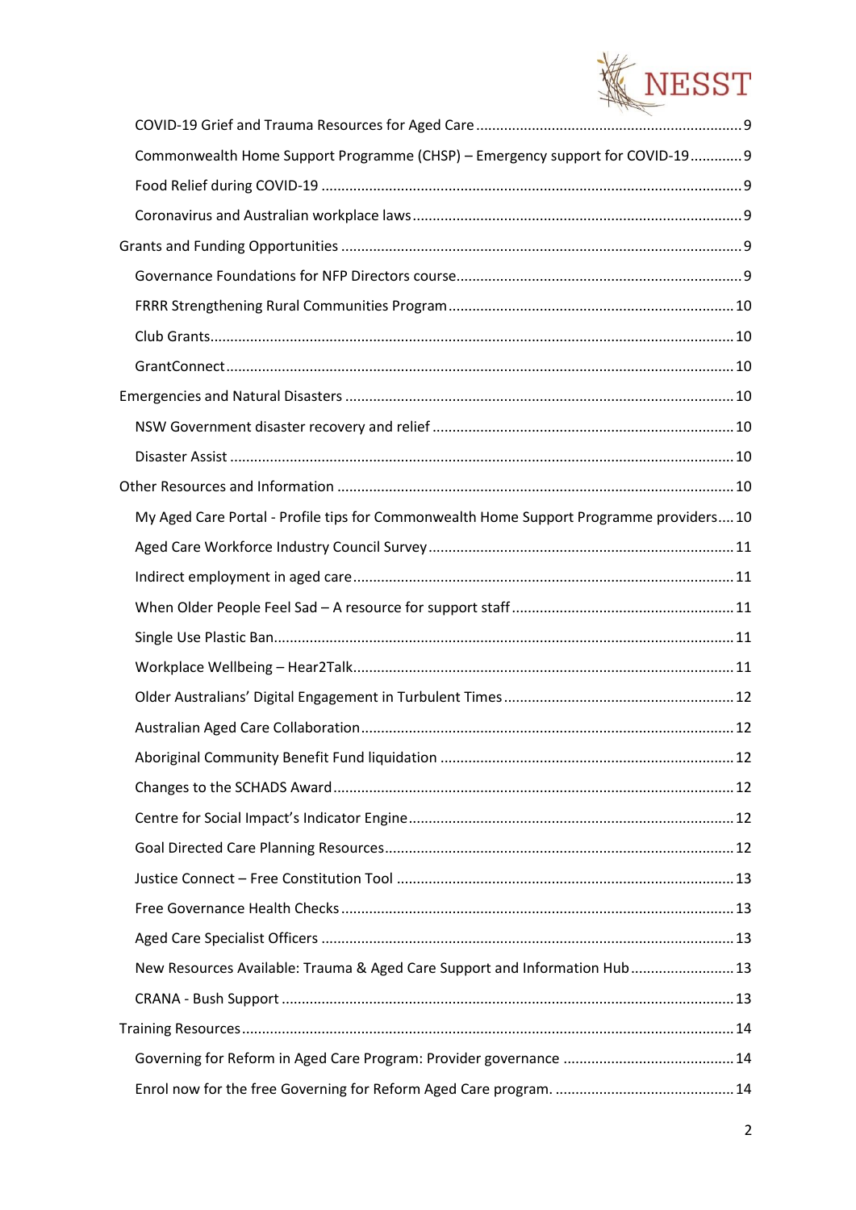- COVID-19 Grief and Trauma Resources for Aged Care ........ 9
- Commonwealth Home Support Programme (CHSP) – Emergency support for COVID-19 ........ 9
- Food Relief during COVID-19 ........ 9
- Coronavirus and Australian workplace laws ........ 9

Grants and Funding Opportunities ........ 9

- Governance Foundations for NFP Directors course ........ 9
- FRRR Strengthening Rural Communities Program ........ 10
- Club Grants ........ 10
- GrantConnect ........ 10

Emergencies and Natural Disasters ........ 10

- NSW Government disaster recovery and relief ........ 10
- Disaster Assist ........ 10

Other Resources and Information ........ 10

- My Aged Care Portal - Profile tips for Commonwealth Home Support Programme providers ........ 10
- Aged Care Workforce Industry Council Survey ........ 11
- Indirect employment in aged care ........ 11
- When Older People Feel Sad – A resource for support staff ........ 11
- Single Use Plastic Ban ........ 11
- Workplace Wellbeing – Hear2Talk ........ 11
- Older Australians' Digital Engagement in Turbulent Times ........ 12
- Australian Aged Care Collaboration ........ 12
- Aboriginal Community Benefit Fund liquidation ........ 12
- Changes to the SCHADS Award ........ 12
- Centre for Social Impact's Indicator Engine ........ 12
- Goal Directed Care Planning Resources ........ 12
- Justice Connect – Free Constitution Tool ........ 13
- Free Governance Health Checks ........ 13
- Aged Care Specialist Officers ........ 13
- New Resources Available: Trauma & Aged Care Support and Information Hub ........ 13
- CRANA - Bush Support ........ 13

Training Resources ........ 14

- Governing for Reform in Aged Care Program: Provider governance ........ 14
- Enrol now for the free Governing for Reform Aged Care program. ........ 14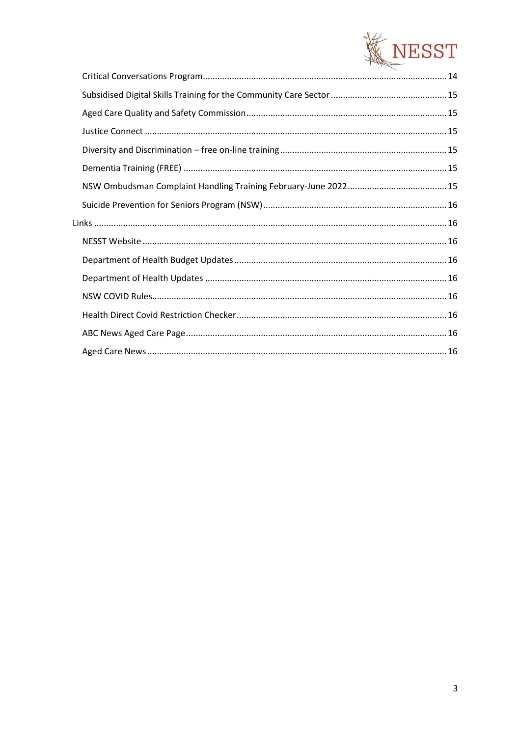- Critical Conversations Program ........ 14
- Subsidised Digital Skills Training for the Community Care Sector ........ 15
- Aged Care Quality and Safety Commission ........ 15
- Justice Connect ........ 15
- Diversity and Discrimination – free on-line training ........ 15
- Dementia Training (FREE) ........ 15
- NSW Ombudsman Complaint Handling Training February-June 2022 ........ 15
- Suicide Prevention for Seniors Program (NSW) ........ 16

Links ........ 16

- NESST Website ........ 16
- Department of Health Budget Updates ........ 16
- Department of Health Updates ........ 16
- NSW COVID Rules ........ 16
- Health Direct Covid Restriction Checker ........ 16
- ABC News Aged Care Page ........ 16
- Aged Care News ........ 16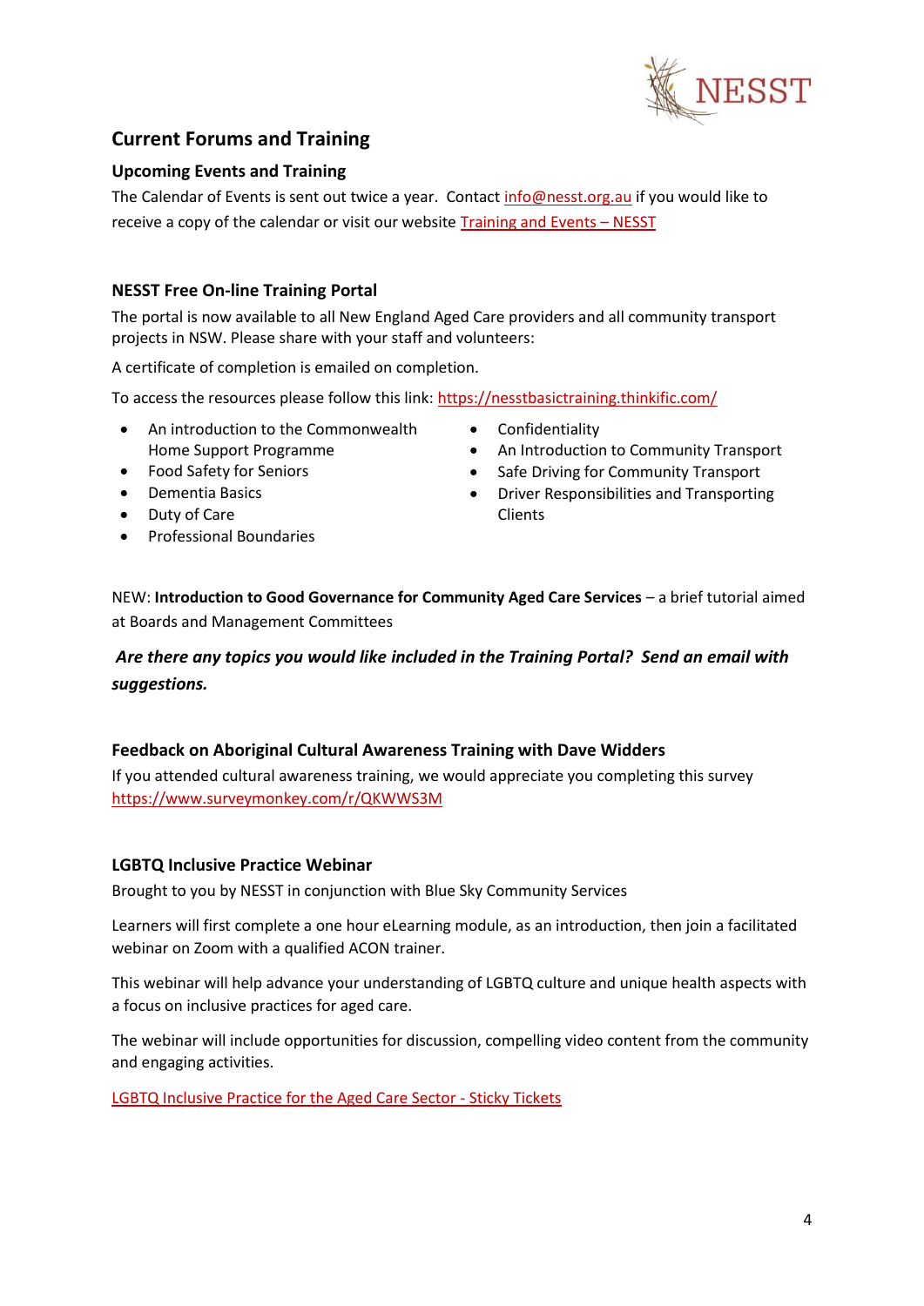## Current Forums and Training

### Upcoming Events and Training

The Calendar of Events is sent out twice a year. Contact info@nesst.org.au if you would like to receive a copy of the calendar or visit our website Training and Events – NESST

### NESST Free On-line Training Portal

The portal is now available to all New England Aged Care providers and all community transport projects in NSW. Please share with your staff and volunteers:

A certificate of completion is emailed on completion.

To access the resources please follow this link: https://nesstbasictraining.thinkific.com/

- An introduction to the Commonwealth Home Support Programme
- Food Safety for Seniors
- Dementia Basics
- Duty of Care
- Professional Boundaries
- Confidentiality
- An Introduction to Community Transport
- Safe Driving for Community Transport
- Driver Responsibilities and Transporting Clients

NEW: **Introduction to Good Governance for Community Aged Care Services** – a brief tutorial aimed at Boards and Management Committees

***Are there any topics you would like included in the Training Portal? Send an email with suggestions.***

### Feedback on Aboriginal Cultural Awareness Training with Dave Widders

If you attended cultural awareness training, we would appreciate you completing this survey https://www.surveymonkey.com/r/QKWWS3M

### LGBTQ Inclusive Practice Webinar

Brought to you by NESST in conjunction with Blue Sky Community Services

Learners will first complete a one hour eLearning module, as an introduction, then join a facilitated webinar on Zoom with a qualified ACON trainer.

This webinar will help advance your understanding of LGBTQ culture and unique health aspects with a focus on inclusive practices for aged care.

The webinar will include opportunities for discussion, compelling video content from the community and engaging activities.

LGBTQ Inclusive Practice for the Aged Care Sector - Sticky Tickets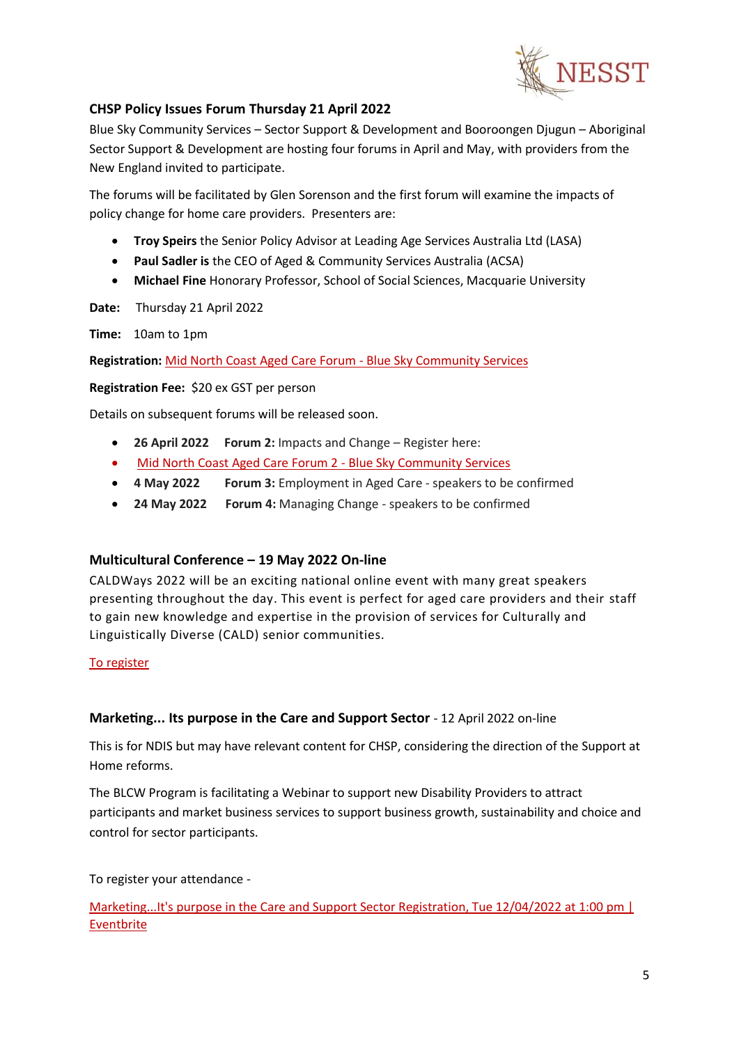### CHSP Policy Issues Forum Thursday 21 April 2022

Blue Sky Community Services – Sector Support & Development and Booroongen Djugun – Aboriginal Sector Support & Development are hosting four forums in April and May, with providers from the New England invited to participate.

The forums will be facilitated by Glen Sorenson and the first forum will examine the impacts of policy change for home care providers. Presenters are:

- **Troy Speirs** the Senior Policy Advisor at Leading Age Services Australia Ltd (LASA)
- **Paul Sadler is** the CEO of Aged & Community Services Australia (ACSA)
- **Michael Fine** Honorary Professor, School of Social Sciences, Macquarie University

**Date:** Thursday 21 April 2022

**Time:** 10am to 1pm

**Registration:** Mid North Coast Aged Care Forum - Blue Sky Community Services

**Registration Fee:** $20 ex GST per person

Details on subsequent forums will be released soon.

- **26 April 2022** **Forum 2:** Impacts and Change – Register here:
- Mid North Coast Aged Care Forum 2 - Blue Sky Community Services
- **4 May 2022** **Forum 3:** Employment in Aged Care - speakers to be confirmed
- **24 May 2022** **Forum 4:** Managing Change - speakers to be confirmed

### Multicultural Conference – 19 May 2022 On-line

CALDWays 2022 will be an exciting national online event with many great speakers presenting throughout the day. This event is perfect for aged care providers and their staff to gain new knowledge and expertise in the provision of services for Culturally and Linguistically Diverse (CALD) senior communities.

To register

### **Marketing... Its purpose in the Care and Support Sector** - 12 April 2022 on-line

This is for NDIS but may have relevant content for CHSP, considering the direction of the Support at Home reforms.

The BLCW Program is facilitating a Webinar to support new Disability Providers to attract participants and market business services to support business growth, sustainability and choice and control for sector participants.

To register your attendance -

Marketing...It's purpose in the Care and Support Sector Registration, Tue 12/04/2022 at 1:00 pm | Eventbrite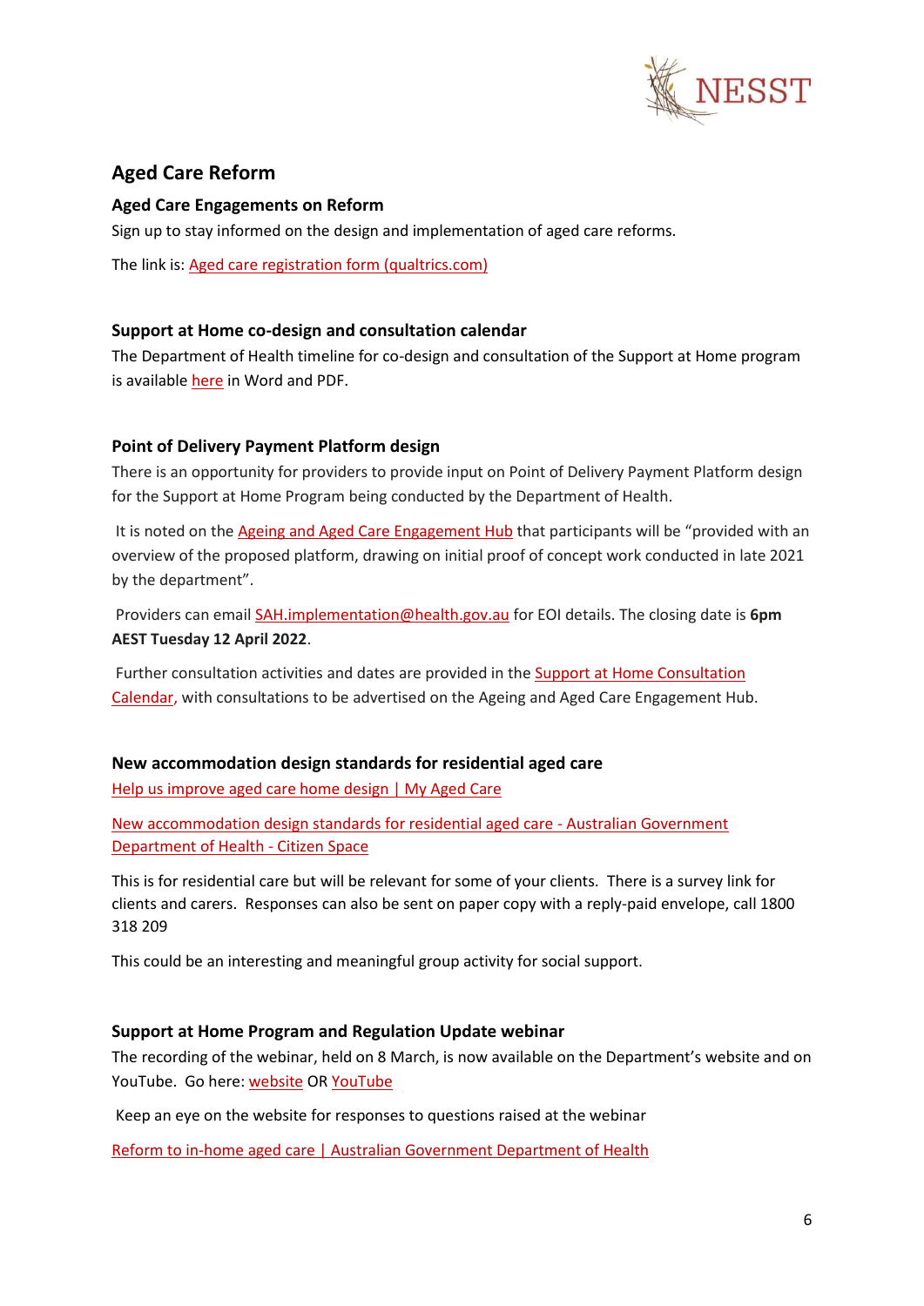## Aged Care Reform

### Aged Care Engagements on Reform

Sign up to stay informed on the design and implementation of aged care reforms.

The link is: Aged care registration form (qualtrics.com)

### Support at Home co-design and consultation calendar

The Department of Health timeline for co-design and consultation of the Support at Home program is available here in Word and PDF.

### Point of Delivery Payment Platform design

There is an opportunity for providers to provide input on Point of Delivery Payment Platform design for the Support at Home Program being conducted by the Department of Health.

It is noted on the Ageing and Aged Care Engagement Hub that participants will be "provided with an overview of the proposed platform, drawing on initial proof of concept work conducted in late 2021 by the department".

Providers can email SAH.implementation@health.gov.au for EOI details. The closing date is **6pm AEST Tuesday 12 April 2022**.

Further consultation activities and dates are provided in the Support at Home Consultation Calendar, with consultations to be advertised on the Ageing and Aged Care Engagement Hub.

### New accommodation design standards for residential aged care

Help us improve aged care home design | My Aged Care

New accommodation design standards for residential aged care - Australian Government Department of Health - Citizen Space

This is for residential care but will be relevant for some of your clients. There is a survey link for clients and carers. Responses can also be sent on paper copy with a reply-paid envelope, call 1800 318 209

This could be an interesting and meaningful group activity for social support.

### Support at Home Program and Regulation Update webinar

The recording of the webinar, held on 8 March, is now available on the Department's website and on YouTube. Go here: website OR YouTube

Keep an eye on the website for responses to questions raised at the webinar

Reform to in-home aged care | Australian Government Department of Health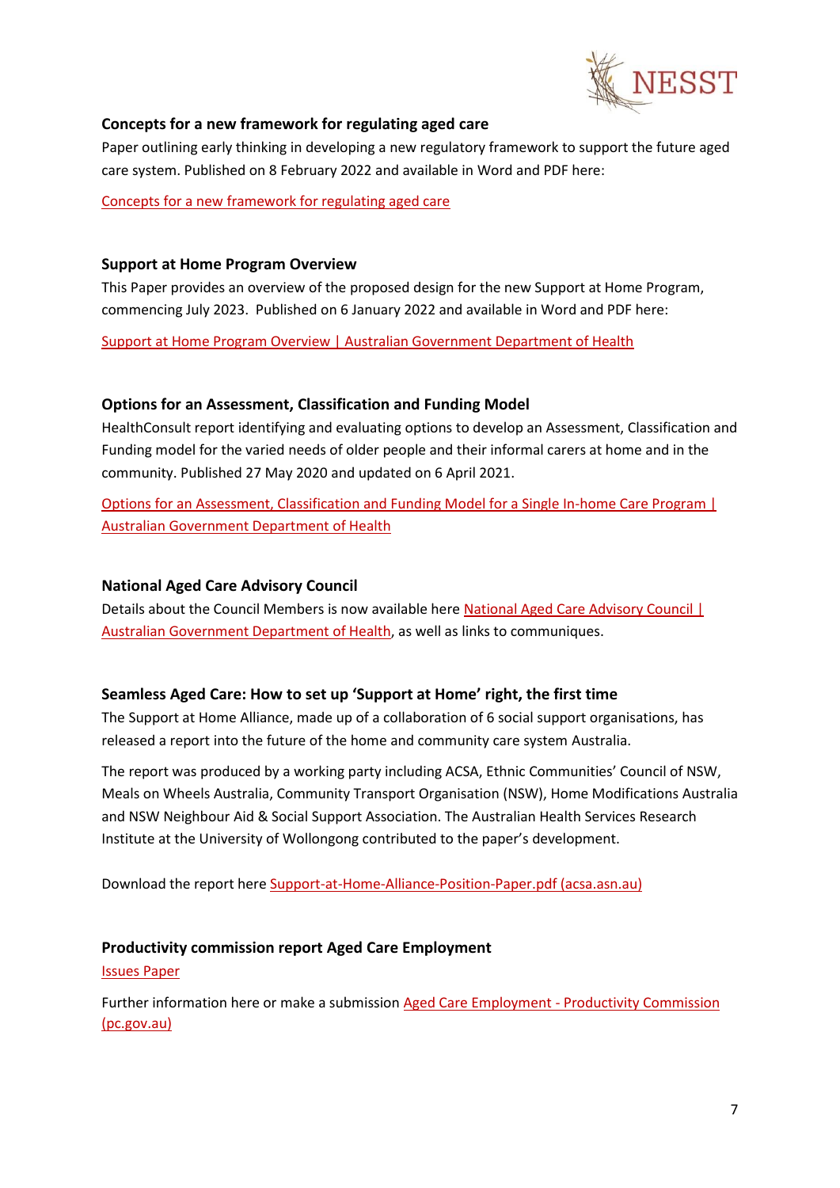**Concepts for a new framework for regulating aged care**

Paper outlining early thinking in developing a new regulatory framework to support the future aged care system. Published on 8 February 2022 and available in Word and PDF here:

Concepts for a new framework for regulating aged care

**Support at Home Program Overview**

This Paper provides an overview of the proposed design for the new Support at Home Program, commencing July 2023. Published on 6 January 2022 and available in Word and PDF here:

Support at Home Program Overview | Australian Government Department of Health

**Options for an Assessment, Classification and Funding Model**

HealthConsult report identifying and evaluating options to develop an Assessment, Classification and Funding model for the varied needs of older people and their informal carers at home and in the community. Published 27 May 2020 and updated on 6 April 2021.

Options for an Assessment, Classification and Funding Model for a Single In-home Care Program | Australian Government Department of Health

**National Aged Care Advisory Council**

Details about the Council Members is now available here National Aged Care Advisory Council | Australian Government Department of Health, as well as links to communiques.

**Seamless Aged Care: How to set up 'Support at Home' right, the first time**

The Support at Home Alliance, made up of a collaboration of 6 social support organisations, has released a report into the future of the home and community care system Australia.

The report was produced by a working party including ACSA, Ethnic Communities' Council of NSW, Meals on Wheels Australia, Community Transport Organisation (NSW), Home Modifications Australia and NSW Neighbour Aid & Social Support Association. The Australian Health Services Research Institute at the University of Wollongong contributed to the paper's development.

Download the report here Support-at-Home-Alliance-Position-Paper.pdf (acsa.asn.au)

**Productivity commission report Aged Care Employment**

Issues Paper

Further information here or make a submission Aged Care Employment - Productivity Commission (pc.gov.au)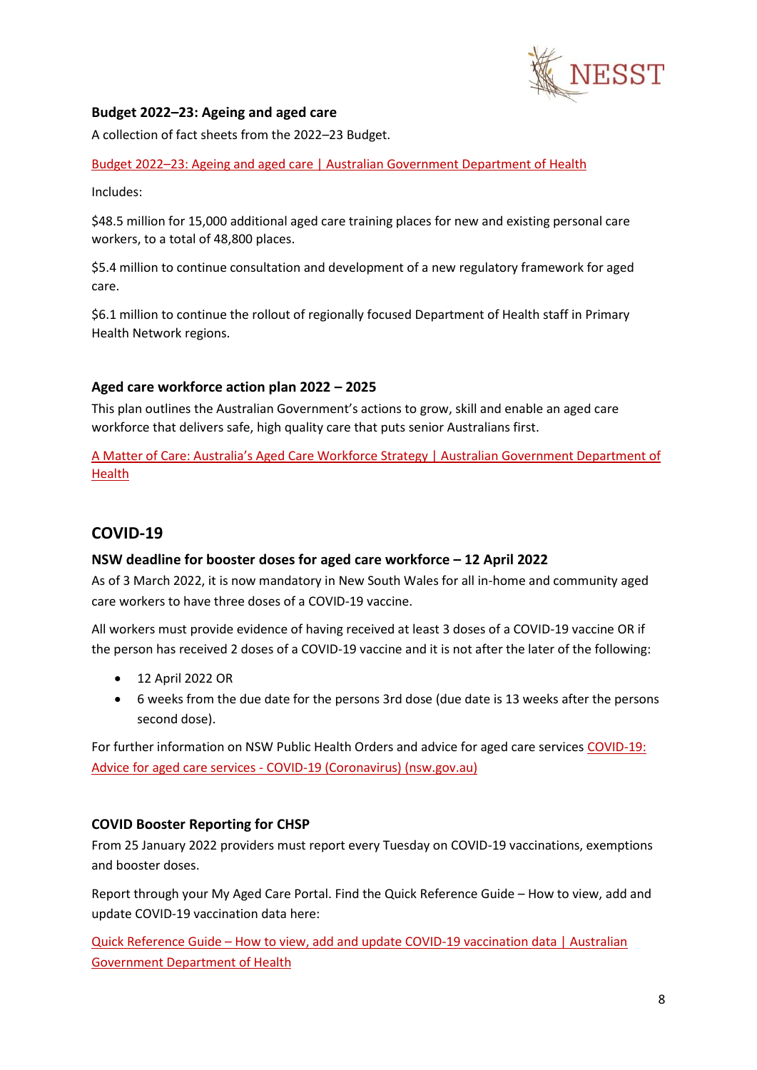### Budget 2022–23: Ageing and aged care

A collection of fact sheets from the 2022–23 Budget.

[Budget 2022–23: Ageing and aged care | Australian Government Department of Health]

Includes:

$48.5 million for 15,000 additional aged care training places for new and existing personal care workers, to a total of 48,800 places.

$5.4 million to continue consultation and development of a new regulatory framework for aged care.

$6.1 million to continue the rollout of regionally focused Department of Health staff in Primary Health Network regions.

### Aged care workforce action plan 2022 – 2025

This plan outlines the Australian Government's actions to grow, skill and enable an aged care workforce that delivers safe, high quality care that puts senior Australians first.

[A Matter of Care: Australia's Aged Care Workforce Strategy | Australian Government Department of Health]

## COVID-19

### NSW deadline for booster doses for aged care workforce – 12 April 2022

As of 3 March 2022, it is now mandatory in New South Wales for all in-home and community aged care workers to have three doses of a COVID-19 vaccine.

All workers must provide evidence of having received at least 3 doses of a COVID-19 vaccine OR if the person has received 2 doses of a COVID-19 vaccine and it is not after the later of the following:

- 12 April 2022 OR
- 6 weeks from the due date for the persons 3rd dose (due date is 13 weeks after the persons second dose).

For further information on NSW Public Health Orders and advice for aged care services [COVID-19: Advice for aged care services - COVID-19 (Coronavirus) (nsw.gov.au)]

### COVID Booster Reporting for CHSP

From 25 January 2022 providers must report every Tuesday on COVID-19 vaccinations, exemptions and booster doses.

Report through your My Aged Care Portal. Find the Quick Reference Guide – How to view, add and update COVID-19 vaccination data here:

[Quick Reference Guide – How to view, add and update COVID-19 vaccination data | Australian Government Department of Health]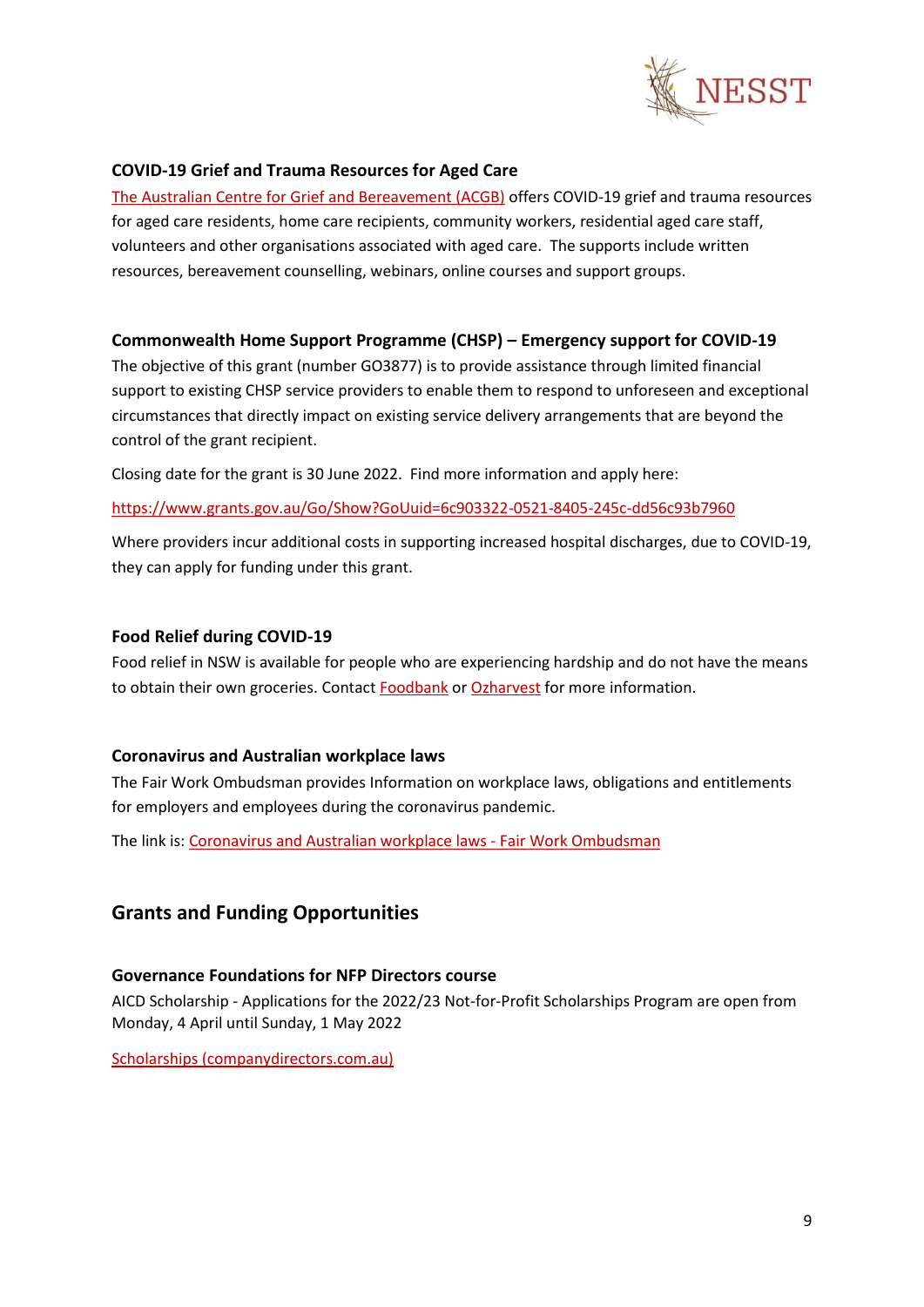### COVID-19 Grief and Trauma Resources for Aged Care

The Australian Centre for Grief and Bereavement (ACGB) offers COVID-19 grief and trauma resources for aged care residents, home care recipients, community workers, residential aged care staff, volunteers and other organisations associated with aged care. The supports include written resources, bereavement counselling, webinars, online courses and support groups.

### Commonwealth Home Support Programme (CHSP) – Emergency support for COVID-19

The objective of this grant (number GO3877) is to provide assistance through limited financial support to existing CHSP service providers to enable them to respond to unforeseen and exceptional circumstances that directly impact on existing service delivery arrangements that are beyond the control of the grant recipient.

Closing date for the grant is 30 June 2022. Find more information and apply here:

https://www.grants.gov.au/Go/Show?GoUuid=6c903322-0521-8405-245c-dd56c93b7960

Where providers incur additional costs in supporting increased hospital discharges, due to COVID-19, they can apply for funding under this grant.

### Food Relief during COVID-19

Food relief in NSW is available for people who are experiencing hardship and do not have the means to obtain their own groceries. Contact Foodbank or Ozharvest for more information.

### Coronavirus and Australian workplace laws

The Fair Work Ombudsman provides Information on workplace laws, obligations and entitlements for employers and employees during the coronavirus pandemic.

The link is: Coronavirus and Australian workplace laws - Fair Work Ombudsman

## Grants and Funding Opportunities

### Governance Foundations for NFP Directors course

AICD Scholarship - Applications for the 2022/23 Not-for-Profit Scholarships Program are open from Monday, 4 April until Sunday, 1 May 2022

Scholarships (companydirectors.com.au)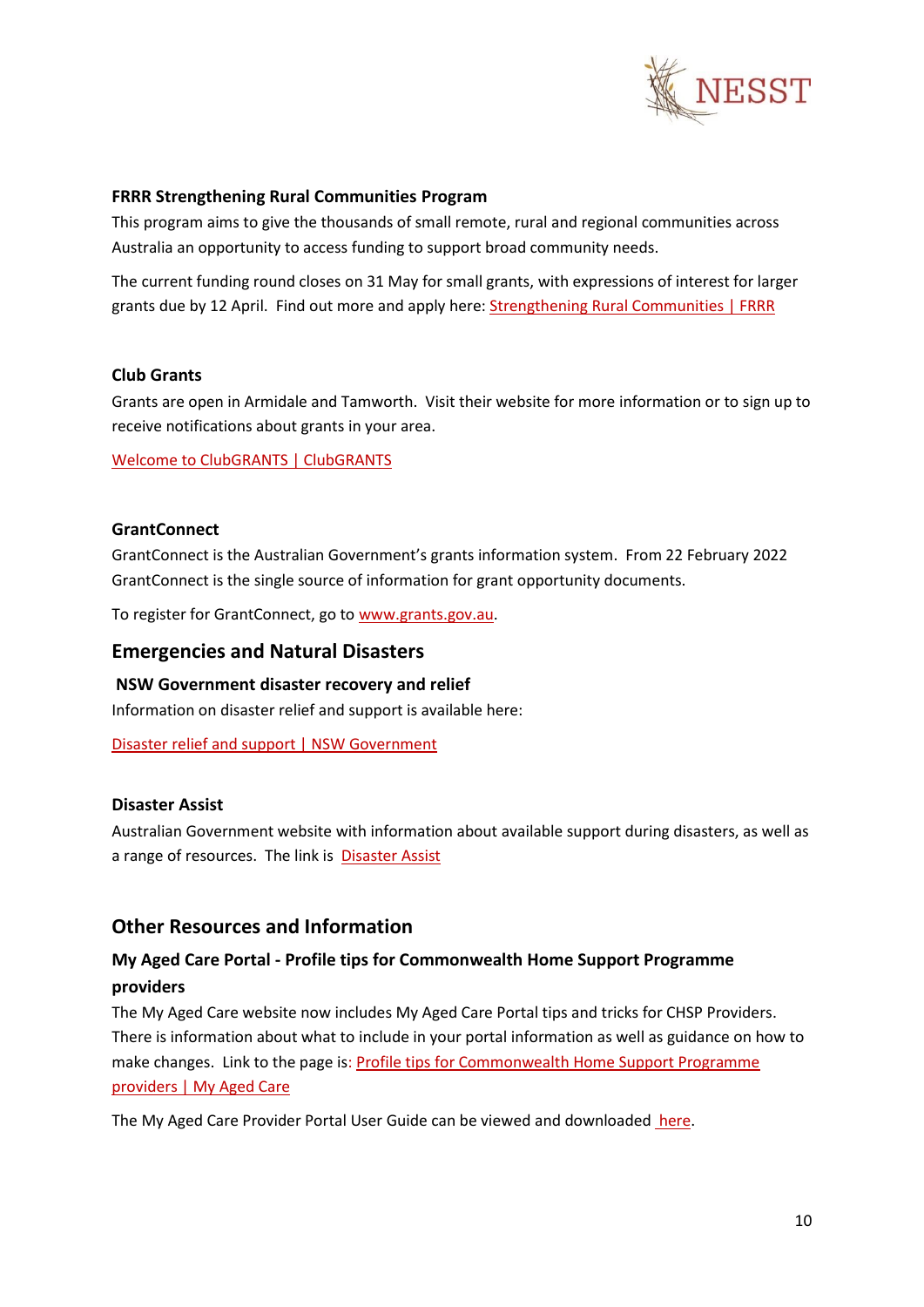### FRRR Strengthening Rural Communities Program

This program aims to give the thousands of small remote, rural and regional communities across Australia an opportunity to access funding to support broad community needs.

The current funding round closes on 31 May for small grants, with expressions of interest for larger grants due by 12 April. Find out more and apply here: Strengthening Rural Communities | FRRR

### Club Grants

Grants are open in Armidale and Tamworth. Visit their website for more information or to sign up to receive notifications about grants in your area.

Welcome to ClubGRANTS | ClubGRANTS

### GrantConnect

GrantConnect is the Australian Government's grants information system. From 22 February 2022 GrantConnect is the single source of information for grant opportunity documents.

To register for GrantConnect, go to www.grants.gov.au.

## Emergencies and Natural Disasters

### NSW Government disaster recovery and relief

Information on disaster relief and support is available here:

Disaster relief and support | NSW Government

### Disaster Assist

Australian Government website with information about available support during disasters, as well as a range of resources. The link is Disaster Assist

## Other Resources and Information

### My Aged Care Portal - Profile tips for Commonwealth Home Support Programme providers

The My Aged Care website now includes My Aged Care Portal tips and tricks for CHSP Providers. There is information about what to include in your portal information as well as guidance on how to make changes. Link to the page is: Profile tips for Commonwealth Home Support Programme providers | My Aged Care

The My Aged Care Provider Portal User Guide can be viewed and downloaded here.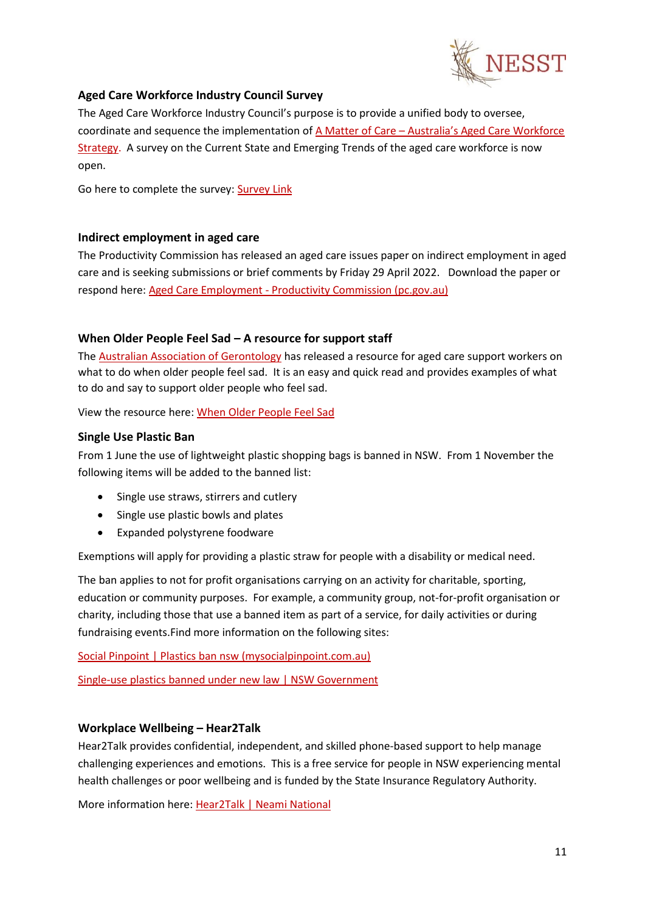### Aged Care Workforce Industry Council Survey

The Aged Care Workforce Industry Council's purpose is to provide a unified body to oversee, coordinate and sequence the implementation of A Matter of Care – Australia's Aged Care Workforce Strategy. A survey on the Current State and Emerging Trends of the aged care workforce is now open.

Go here to complete the survey: Survey Link

### Indirect employment in aged care

The Productivity Commission has released an aged care issues paper on indirect employment in aged care and is seeking submissions or brief comments by Friday 29 April 2022. Download the paper or respond here: Aged Care Employment - Productivity Commission (pc.gov.au)

### When Older People Feel Sad – A resource for support staff

The Australian Association of Gerontology has released a resource for aged care support workers on what to do when older people feel sad. It is an easy and quick read and provides examples of what to do and say to support older people who feel sad.

View the resource here: When Older People Feel Sad

### Single Use Plastic Ban

From 1 June the use of lightweight plastic shopping bags is banned in NSW. From 1 November the following items will be added to the banned list:

- Single use straws, stirrers and cutlery
- Single use plastic bowls and plates
- Expanded polystyrene foodware

Exemptions will apply for providing a plastic straw for people with a disability or medical need.

The ban applies to not for profit organisations carrying on an activity for charitable, sporting, education or community purposes. For example, a community group, not-for-profit organisation or charity, including those that use a banned item as part of a service, for daily activities or during fundraising events.Find more information on the following sites:

Social Pinpoint | Plastics ban nsw (mysocialpinpoint.com.au)

Single-use plastics banned under new law | NSW Government

### Workplace Wellbeing – Hear2Talk

Hear2Talk provides confidential, independent, and skilled phone-based support to help manage challenging experiences and emotions. This is a free service for people in NSW experiencing mental health challenges or poor wellbeing and is funded by the State Insurance Regulatory Authority.

More information here: Hear2Talk | Neami National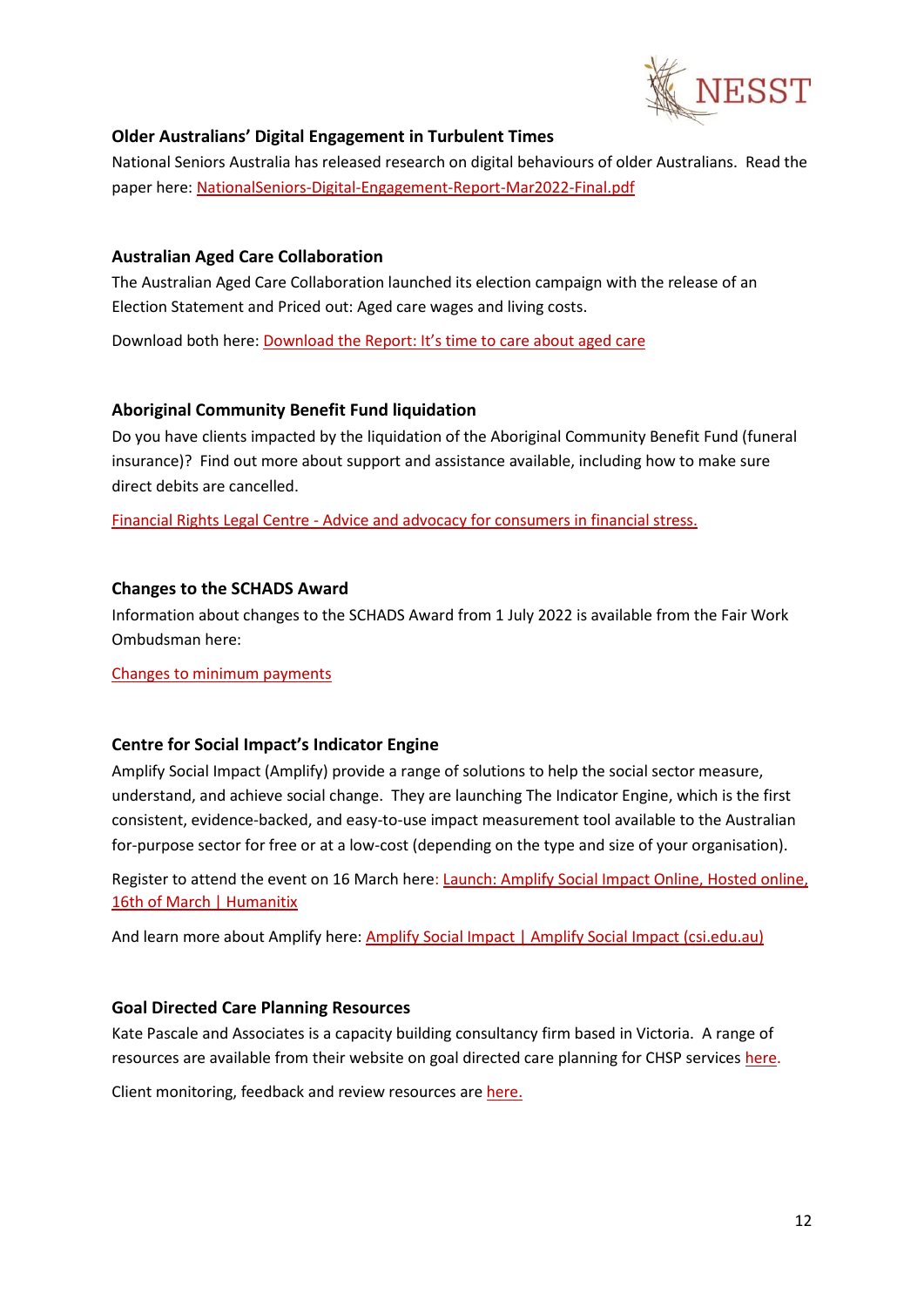### Older Australians' Digital Engagement in Turbulent Times

National Seniors Australia has released research on digital behaviours of older Australians. Read the paper here: NationalSeniors-Digital-Engagement-Report-Mar2022-Final.pdf

### Australian Aged Care Collaboration

The Australian Aged Care Collaboration launched its election campaign with the release of an Election Statement and Priced out: Aged care wages and living costs.

Download both here: Download the Report: It's time to care about aged care

### Aboriginal Community Benefit Fund liquidation

Do you have clients impacted by the liquidation of the Aboriginal Community Benefit Fund (funeral insurance)? Find out more about support and assistance available, including how to make sure direct debits are cancelled.

Financial Rights Legal Centre - Advice and advocacy for consumers in financial stress.

### Changes to the SCHADS Award

Information about changes to the SCHADS Award from 1 July 2022 is available from the Fair Work Ombudsman here:

Changes to minimum payments

### Centre for Social Impact's Indicator Engine

Amplify Social Impact (Amplify) provide a range of solutions to help the social sector measure, understand, and achieve social change. They are launching The Indicator Engine, which is the first consistent, evidence-backed, and easy-to-use impact measurement tool available to the Australian for-purpose sector for free or at a low-cost (depending on the type and size of your organisation).

Register to attend the event on 16 March here: Launch: Amplify Social Impact Online, Hosted online, 16th of March | Humanitix

And learn more about Amplify here: Amplify Social Impact | Amplify Social Impact (csi.edu.au)

### Goal Directed Care Planning Resources

Kate Pascale and Associates is a capacity building consultancy firm based in Victoria. A range of resources are available from their website on goal directed care planning for CHSP services here.

Client monitoring, feedback and review resources are here.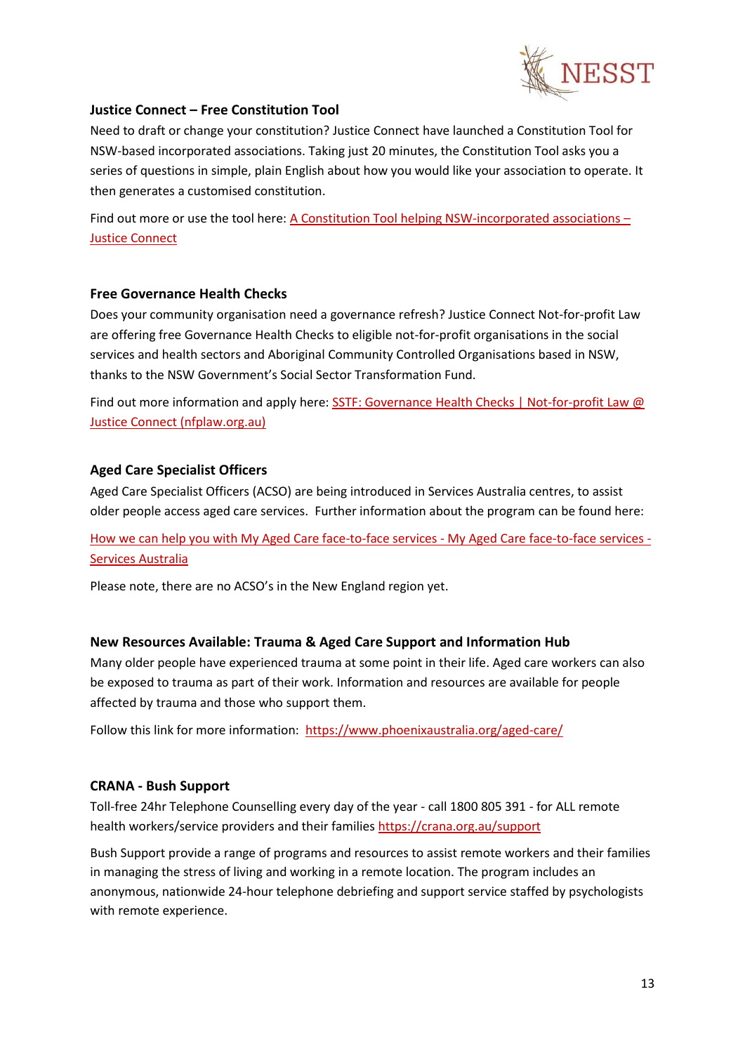### Justice Connect – Free Constitution Tool

Need to draft or change your constitution? Justice Connect have launched a Constitution Tool for NSW-based incorporated associations. Taking just 20 minutes, the Constitution Tool asks you a series of questions in simple, plain English about how you would like your association to operate. It then generates a customised constitution.

Find out more or use the tool here: A Constitution Tool helping NSW-incorporated associations – Justice Connect

### Free Governance Health Checks

Does your community organisation need a governance refresh? Justice Connect Not-for-profit Law are offering free Governance Health Checks to eligible not-for-profit organisations in the social services and health sectors and Aboriginal Community Controlled Organisations based in NSW, thanks to the NSW Government's Social Sector Transformation Fund.

Find out more information and apply here: SSTF: Governance Health Checks | Not-for-profit Law @ Justice Connect (nfplaw.org.au)

### Aged Care Specialist Officers

Aged Care Specialist Officers (ACSO) are being introduced in Services Australia centres, to assist older people access aged care services. Further information about the program can be found here:

How we can help you with My Aged Care face-to-face services - My Aged Care face-to-face services - Services Australia

Please note, there are no ACSO's in the New England region yet.

### New Resources Available: Trauma & Aged Care Support and Information Hub

Many older people have experienced trauma at some point in their life. Aged care workers can also be exposed to trauma as part of their work. Information and resources are available for people affected by trauma and those who support them.

Follow this link for more information: https://www.phoenixaustralia.org/aged-care/

### CRANA - Bush Support

Toll-free 24hr Telephone Counselling every day of the year - call 1800 805 391 - for ALL remote health workers/service providers and their families https://crana.org.au/support

Bush Support provide a range of programs and resources to assist remote workers and their families in managing the stress of living and working in a remote location. The program includes an anonymous, nationwide 24-hour telephone debriefing and support service staffed by psychologists with remote experience.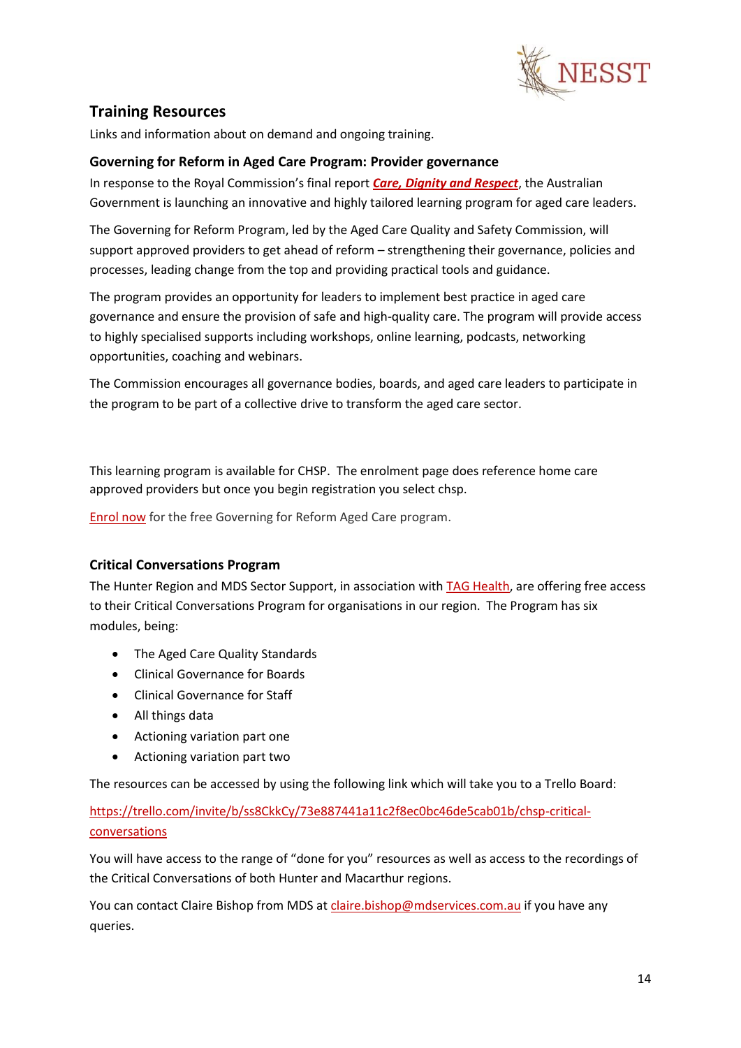## Training Resources

Links and information about on demand and ongoing training.

### Governing for Reform in Aged Care Program: Provider governance

In response to the Royal Commission's final report ***Care, Dignity and Respect***, the Australian Government is launching an innovative and highly tailored learning program for aged care leaders.

The Governing for Reform Program, led by the Aged Care Quality and Safety Commission, will support approved providers to get ahead of reform – strengthening their governance, policies and processes, leading change from the top and providing practical tools and guidance.

The program provides an opportunity for leaders to implement best practice in aged care governance and ensure the provision of safe and high-quality care. The program will provide access to highly specialised supports including workshops, online learning, podcasts, networking opportunities, coaching and webinars.

The Commission encourages all governance bodies, boards, and aged care leaders to participate in the program to be part of a collective drive to transform the aged care sector.

This learning program is available for CHSP. The enrolment page does reference home care approved providers but once you begin registration you select chsp.

Enrol now for the free Governing for Reform Aged Care program.

### Critical Conversations Program

The Hunter Region and MDS Sector Support, in association with TAG Health, are offering free access to their Critical Conversations Program for organisations in our region. The Program has six modules, being:

- The Aged Care Quality Standards
- Clinical Governance for Boards
- Clinical Governance for Staff
- All things data
- Actioning variation part one
- Actioning variation part two

The resources can be accessed by using the following link which will take you to a Trello Board:

https://trello.com/invite/b/ss8CkkCy/73e887441a11c2f8ec0bc46de5cab01b/chsp-critical-conversations

You will have access to the range of "done for you" resources as well as access to the recordings of the Critical Conversations of both Hunter and Macarthur regions.

You can contact Claire Bishop from MDS at claire.bishop@mdservices.com.au if you have any queries.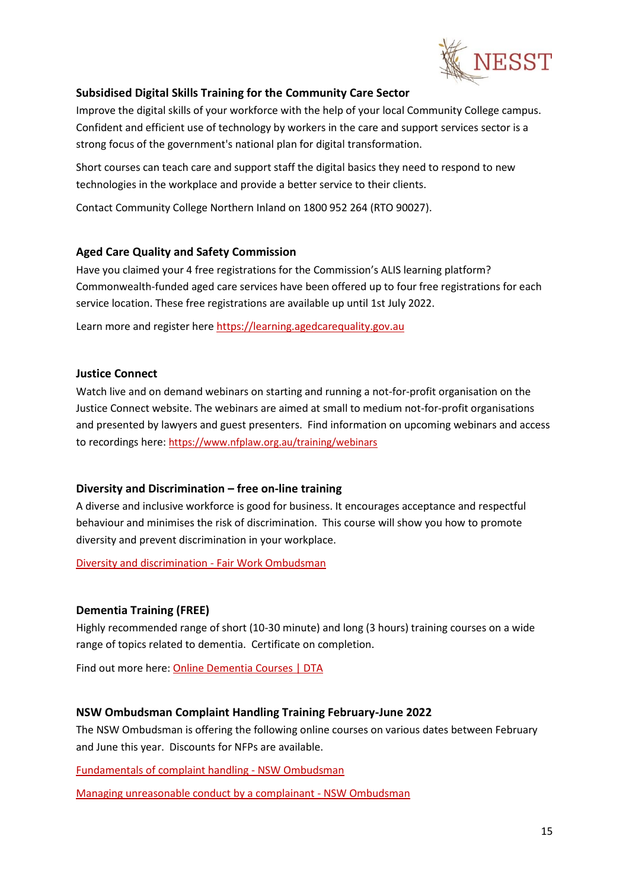### Subsidised Digital Skills Training for the Community Care Sector

Improve the digital skills of your workforce with the help of your local Community College campus. Confident and efficient use of technology by workers in the care and support services sector is a strong focus of the government's national plan for digital transformation.

Short courses can teach care and support staff the digital basics they need to respond to new technologies in the workplace and provide a better service to their clients.

Contact Community College Northern Inland on 1800 952 264 (RTO 90027).

### Aged Care Quality and Safety Commission

Have you claimed your 4 free registrations for the Commission's ALIS learning platform? Commonwealth-funded aged care services have been offered up to four free registrations for each service location. These free registrations are available up until 1st July 2022.

Learn more and register here https://learning.agedcarequality.gov.au

### Justice Connect

Watch live and on demand webinars on starting and running a not-for-profit organisation on the Justice Connect website. The webinars are aimed at small to medium not-for-profit organisations and presented by lawyers and guest presenters. Find information on upcoming webinars and access to recordings here: https://www.nfplaw.org.au/training/webinars

### Diversity and Discrimination – free on-line training

A diverse and inclusive workforce is good for business. It encourages acceptance and respectful behaviour and minimises the risk of discrimination. This course will show you how to promote diversity and prevent discrimination in your workplace.

Diversity and discrimination - Fair Work Ombudsman

### Dementia Training (FREE)

Highly recommended range of short (10-30 minute) and long (3 hours) training courses on a wide range of topics related to dementia. Certificate on completion.

Find out more here: Online Dementia Courses | DTA

### NSW Ombudsman Complaint Handling Training February-June 2022

The NSW Ombudsman is offering the following online courses on various dates between February and June this year. Discounts for NFPs are available.

Fundamentals of complaint handling - NSW Ombudsman

Managing unreasonable conduct by a complainant - NSW Ombudsman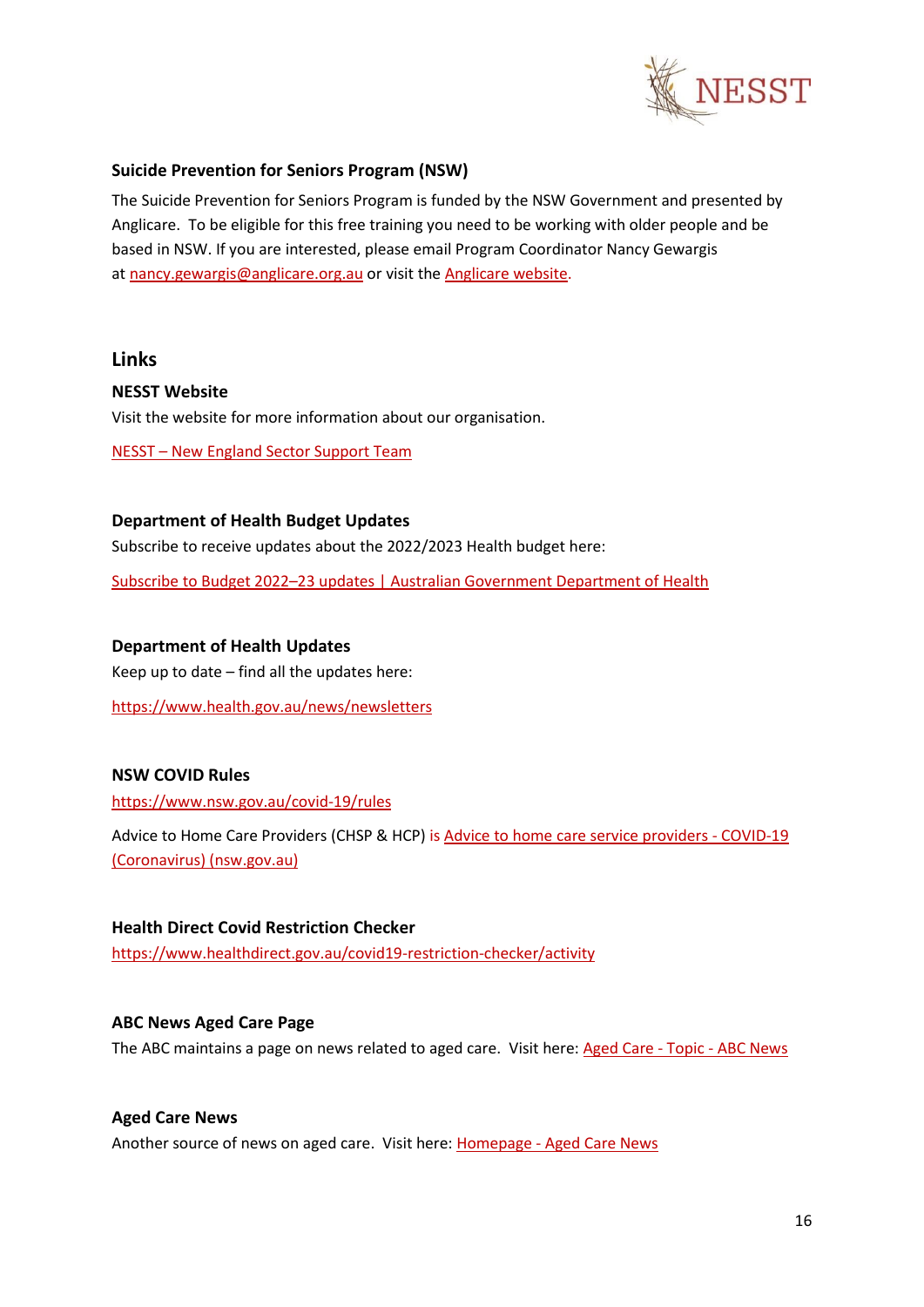### Suicide Prevention for Seniors Program (NSW)

The Suicide Prevention for Seniors Program is funded by the NSW Government and presented by Anglicare. To be eligible for this free training you need to be working with older people and be based in NSW. If you are interested, please email Program Coordinator Nancy Gewargis at nancy.gewargis@anglicare.org.au or visit the Anglicare website.

## Links

### NESST Website

Visit the website for more information about our organisation.

NESST – New England Sector Support Team

### Department of Health Budget Updates

Subscribe to receive updates about the 2022/2023 Health budget here:

Subscribe to Budget 2022–23 updates | Australian Government Department of Health

### Department of Health Updates

Keep up to date – find all the updates here:

https://www.health.gov.au/news/newsletters

### NSW COVID Rules

https://www.nsw.gov.au/covid-19/rules

Advice to Home Care Providers (CHSP & HCP) is Advice to home care service providers - COVID-19 (Coronavirus) (nsw.gov.au)

### Health Direct Covid Restriction Checker

https://www.healthdirect.gov.au/covid19-restriction-checker/activity

### ABC News Aged Care Page

The ABC maintains a page on news related to aged care. Visit here: Aged Care - Topic - ABC News

### Aged Care News

Another source of news on aged care. Visit here: Homepage - Aged Care News